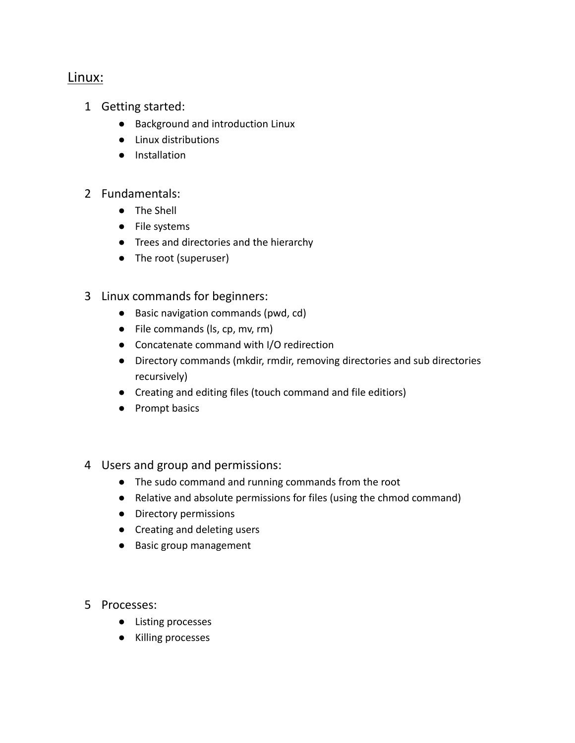# Linux:

1. Getting started:
    - Background and introduction Linux
    - Linux distributions
    - Installation

2. Fundamentals:
    - The Shell
    - File systems
    - Trees and directories and the hierarchy
    - The root (superuser)

3. Linux commands for beginners:
    - Basic navigation commands (pwd, cd)
    - File commands (ls, cp, mv, rm)
    - Concatenate command with I/O redirection
    - Directory commands (mkdir, rmdir, removing directories and sub directories recursively)
    - Creating and editing files (touch command and file editiors)
    - Prompt basics

4. Users and group and permissions:
    - The sudo command and running commands from the root
    - Relative and absolute permissions for files (using the chmod command)
    - Directory permissions
    - Creating and deleting users
    - Basic group management

5. Processes:
    - Listing processes
    - Killing processes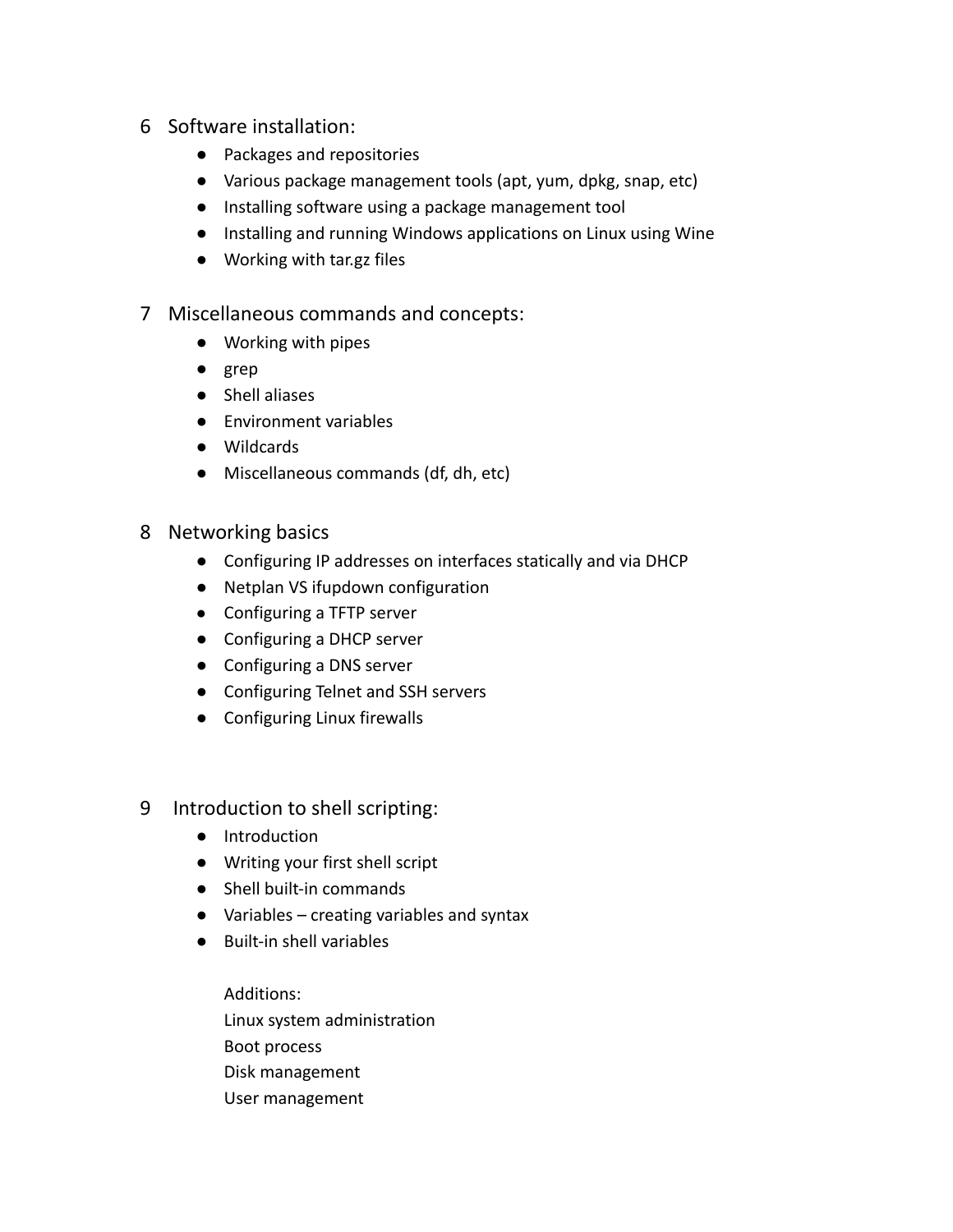6 Software installation:

- Packages and repositories
- Various package management tools (apt, yum, dpkg, snap, etc)
- Installing software using a package management tool
- Installing and running Windows applications on Linux using Wine
- Working with tar.gz files

7 Miscellaneous commands and concepts:

- Working with pipes
- grep
- Shell aliases
- Environment variables
- Wildcards
- Miscellaneous commands (df, dh, etc)

8 Networking basics

- Configuring IP addresses on interfaces statically and via DHCP
- Netplan VS ifupdown configuration
- Configuring a TFTP server
- Configuring a DHCP server
- Configuring a DNS server
- Configuring Telnet and SSH servers
- Configuring Linux firewalls

9 Introduction to shell scripting:

- Introduction
- Writing your first shell script
- Shell built-in commands
- Variables – creating variables and syntax
- Built-in shell variables

  Additions:
  Linux system administration
  Boot process
  Disk management
  User management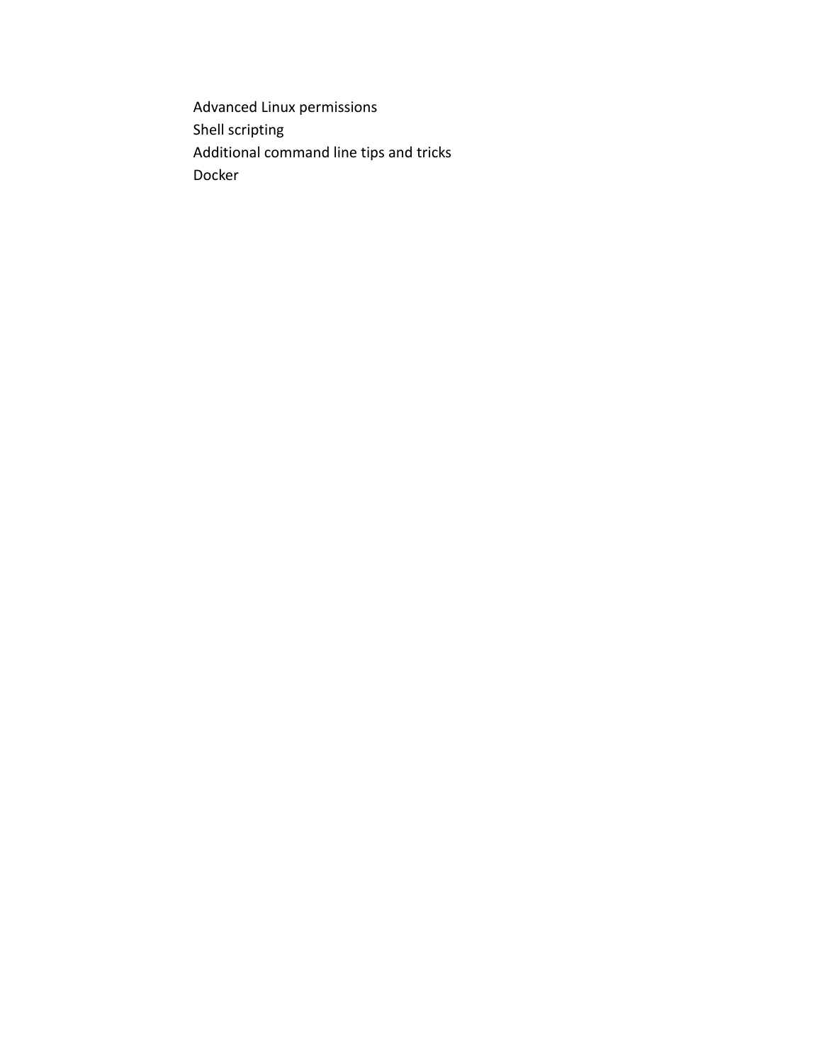Advanced Linux permissions
Shell scripting
Additional command line tips and tricks
Docker